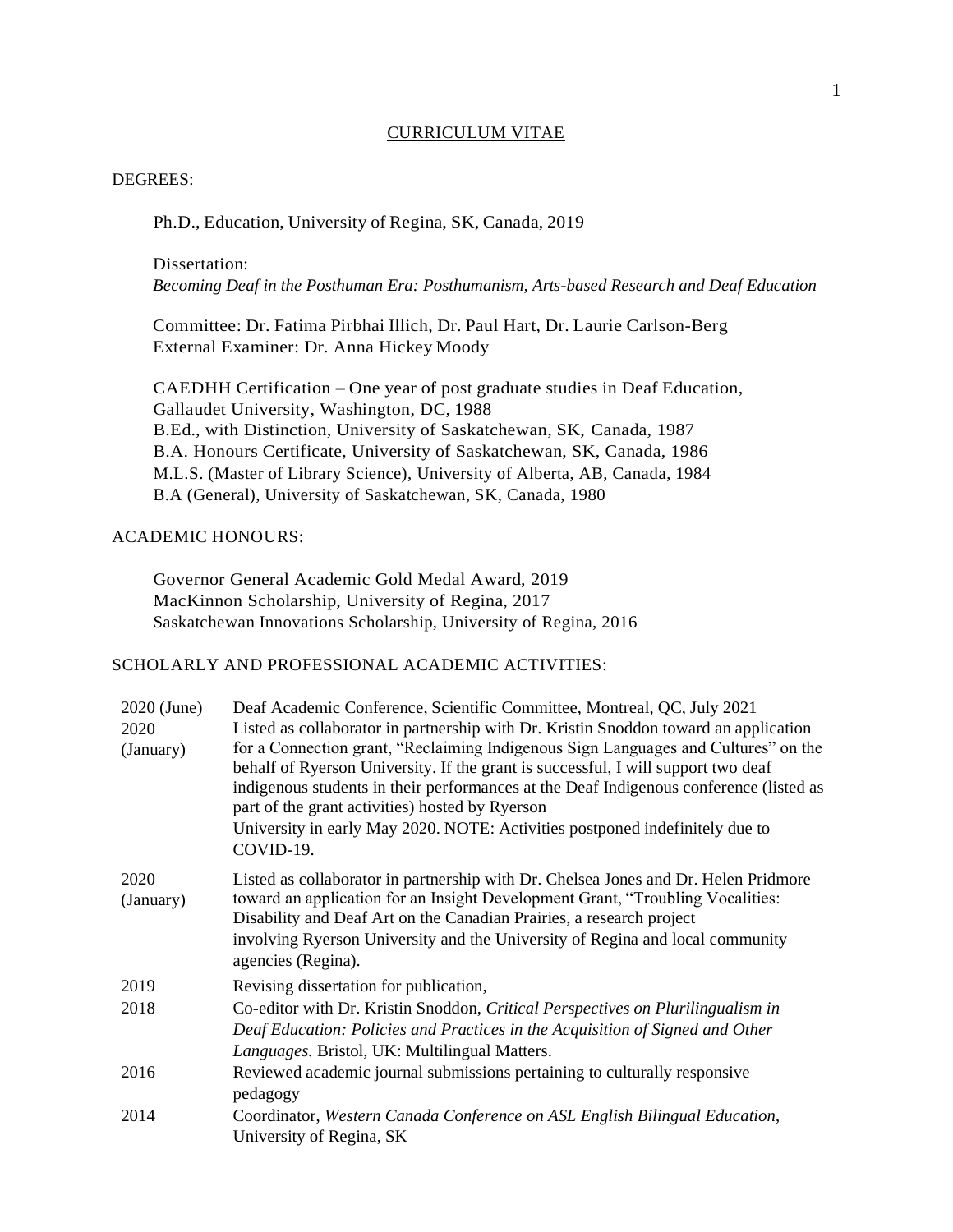# CURRICULUM VITAE

## DEGREES:

Ph.D., Education, University of Regina, SK, Canada, 2019

Dissertation:
*Becoming Deaf in the Posthuman Era: Posthumanism, Arts-based Research and Deaf Education*

Committee: Dr. Fatima Pirbhai Illich, Dr. Paul Hart, Dr. Laurie Carlson-Berg
External Examiner: Dr. Anna Hickey Moody

CAEDHH Certification – One year of post graduate studies in Deaf Education, Gallaudet University, Washington, DC, 1988
B.Ed., with Distinction, University of Saskatchewan, SK, Canada, 1987
B.A. Honours Certificate, University of Saskatchewan, SK, Canada, 1986
M.L.S. (Master of Library Science), University of Alberta, AB, Canada, 1984
B.A (General), University of Saskatchewan, SK, Canada, 1980

## ACADEMIC HONOURS:

Governor General Academic Gold Medal Award, 2019
MacKinnon Scholarship, University of Regina, 2017
Saskatchewan Innovations Scholarship, University of Regina, 2016

## SCHOLARLY AND PROFESSIONAL ACADEMIC ACTIVITIES:

| | |
|---|---|
| 2020 (June) | Deaf Academic Conference, Scientific Committee, Montreal, QC, July 2021 |
| 2020 (January) | Listed as collaborator in partnership with Dr. Kristin Snoddon toward an application for a Connection grant, "Reclaiming Indigenous Sign Languages and Cultures" on the behalf of Ryerson University. If the grant is successful, I will support two deaf indigenous students in their performances at the Deaf Indigenous conference (listed as part of the grant activities) hosted by Ryerson University in early May 2020. NOTE: Activities postponed indefinitely due to COVID-19. |
| 2020 (January) | Listed as collaborator in partnership with Dr. Chelsea Jones and Dr. Helen Pridmore toward an application for an Insight Development Grant, "Troubling Vocalities: Disability and Deaf Art on the Canadian Prairies, a research project involving Ryerson University and the University of Regina and local community agencies (Regina). |
| 2019 | Revising dissertation for publication, |
| 2018 | Co-editor with Dr. Kristin Snoddon, *Critical Perspectives on Plurilingualism in Deaf Education: Policies and Practices in the Acquisition of Signed and Other Languages.* Bristol, UK: Multilingual Matters. |
| 2016 | Reviewed academic journal submissions pertaining to culturally responsive pedagogy |
| 2014 | Coordinator, *Western Canada Conference on ASL English Bilingual Education*, University of Regina, SK |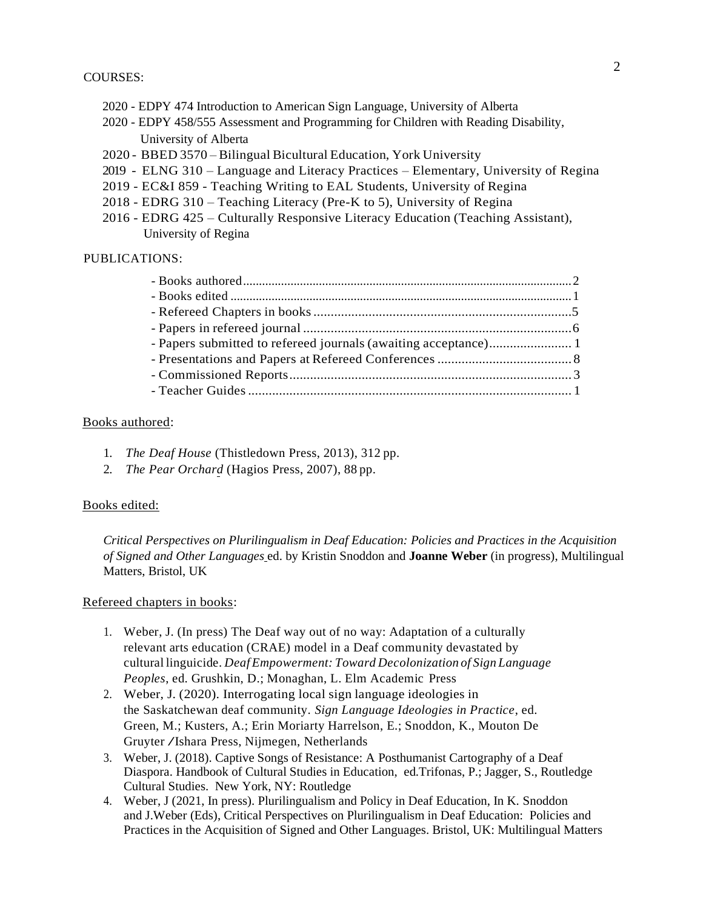COURSES:

- 2020 - EDPY 474 Introduction to American Sign Language, University of Alberta
- 2020 - EDPY 458/555 Assessment and Programming for Children with Reading Disability, University of Alberta
- 2020 - BBED 3570 – Bilingual Bicultural Education, York University
- 2019 - ELNG 310 – Language and Literacy Practices – Elementary, University of Regina
- 2019 - EC&I 859 - Teaching Writing to EAL Students, University of Regina
- 2018 - EDRG 310 – Teaching Literacy (Pre-K to 5), University of Regina
- 2016 - EDRG 425 – Culturally Responsive Literacy Education (Teaching Assistant), University of Regina

PUBLICATIONS:

- Books authored .......... 2
- Books edited .......... 1
- Refereed Chapters in books .......... 5
- Papers in refereed journal .......... 6
- Papers submitted to refereed journals (awaiting acceptance) .......... 1
- Presentations and Papers at Refereed Conferences .......... 8
- Commissioned Reports .......... 3
- Teacher Guides .......... 1

Books authored:

1. *The Deaf House* (Thistledown Press, 2013), 312 pp.
2. *The Pear Orchard* (Hagios Press, 2007), 88 pp.

Books edited:

*Critical Perspectives on Plurilingualism in Deaf Education: Policies and Practices in the Acquisition of Signed and Other Languages* ed. by Kristin Snoddon and **Joanne Weber** (in progress), Multilingual Matters, Bristol, UK

Refereed chapters in books:

1. Weber, J. (In press) The Deaf way out of no way: Adaptation of a culturally relevant arts education (CRAE) model in a Deaf community devastated by cultural linguicide. *Deaf Empowerment: Toward Decolonization of Sign Language Peoples*, ed. Grushkin, D.; Monaghan, L. Elm Academic Press
2. Weber, J. (2020). Interrogating local sign language ideologies in the Saskatchewan deaf community. *Sign Language Ideologies in Practice*, ed. Green, M.; Kusters, A.; Erin Moriarty Harrelson, E.; Snoddon, K., Mouton De Gruyter / Ishara Press, Nijmegen, Netherlands
3. Weber, J. (2018). Captive Songs of Resistance: A Posthumanist Cartography of a Deaf Diaspora. Handbook of Cultural Studies in Education, ed.Trifonas, P.; Jagger, S., Routledge Cultural Studies. New York, NY: Routledge
4. Weber, J (2021, In press). Plurilingualism and Policy in Deaf Education, In K. Snoddon and J.Weber (Eds), Critical Perspectives on Plurilingualism in Deaf Education: Policies and Practices in the Acquisition of Signed and Other Languages. Bristol, UK: Multilingual Matters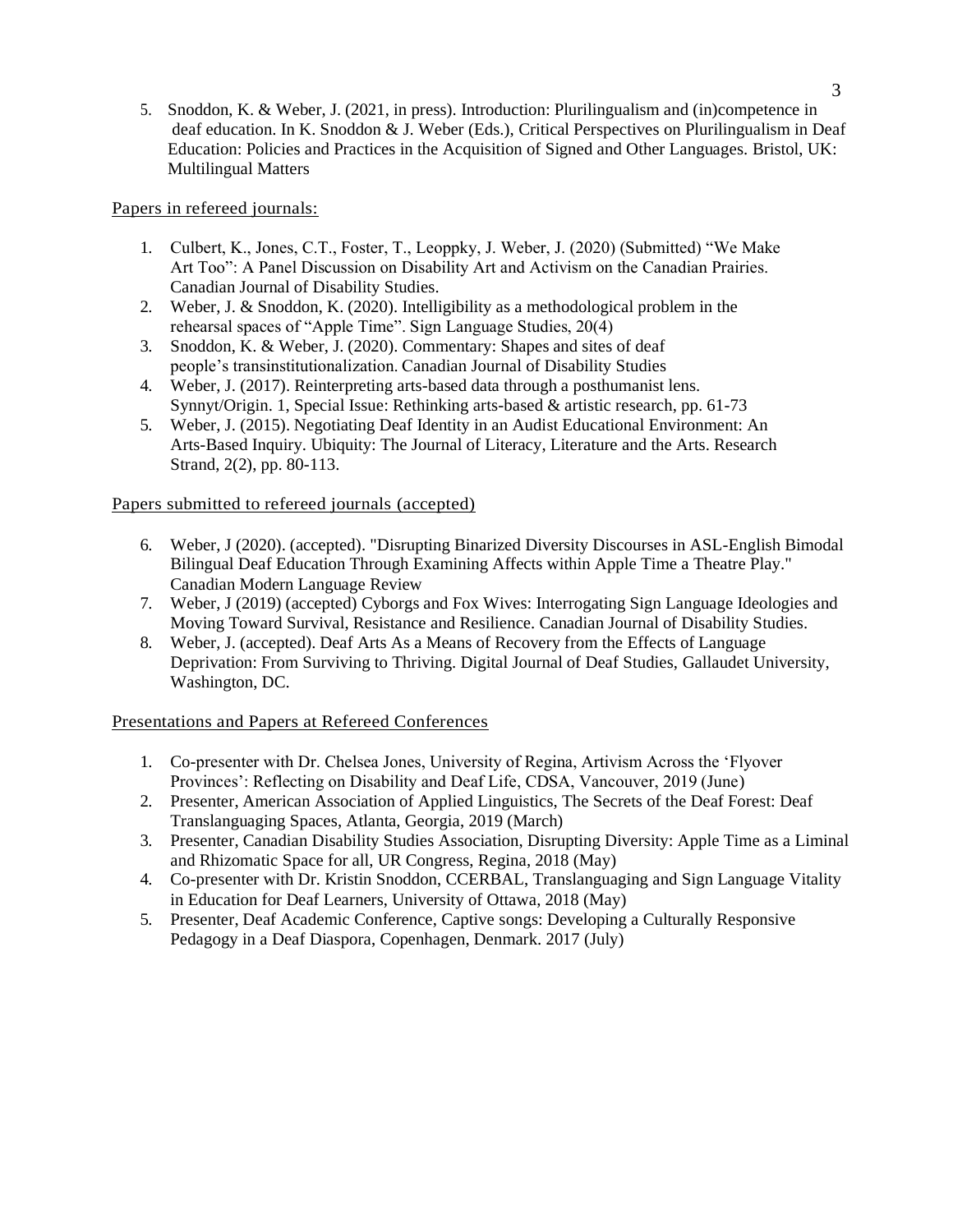5. Snoddon, K. & Weber, J. (2021, in press). Introduction: Plurilingualism and (in)competence in deaf education. In K. Snoddon & J. Weber (Eds.), Critical Perspectives on Plurilingualism in Deaf Education: Policies and Practices in the Acquisition of Signed and Other Languages. Bristol, UK: Multilingual Matters

Papers in refereed journals:

1. Culbert, K., Jones, C.T., Foster, T., Leoppky, J. Weber, J. (2020) (Submitted) "We Make Art Too": A Panel Discussion on Disability Art and Activism on the Canadian Prairies. Canadian Journal of Disability Studies.
2. Weber, J. & Snoddon, K. (2020). Intelligibility as a methodological problem in the rehearsal spaces of "Apple Time". Sign Language Studies, 20(4)
3. Snoddon, K. & Weber, J. (2020). Commentary: Shapes and sites of deaf people's transinstitutionalization. Canadian Journal of Disability Studies
4. Weber, J. (2017). Reinterpreting arts-based data through a posthumanist lens. Synnyt/Origin. 1, Special Issue: Rethinking arts-based & artistic research, pp. 61-73
5. Weber, J. (2015). Negotiating Deaf Identity in an Audist Educational Environment: An Arts-Based Inquiry. Ubiquity: The Journal of Literacy, Literature and the Arts. Research Strand, 2(2), pp. 80-113.

Papers submitted to refereed journals (accepted)

6. Weber, J (2020). (accepted). "Disrupting Binarized Diversity Discourses in ASL-English Bimodal Bilingual Deaf Education Through Examining Affects within Apple Time a Theatre Play." Canadian Modern Language Review
7. Weber, J (2019) (accepted) Cyborgs and Fox Wives: Interrogating Sign Language Ideologies and Moving Toward Survival, Resistance and Resilience. Canadian Journal of Disability Studies.
8. Weber, J. (accepted). Deaf Arts As a Means of Recovery from the Effects of Language Deprivation: From Surviving to Thriving. Digital Journal of Deaf Studies, Gallaudet University, Washington, DC.

Presentations and Papers at Refereed Conferences

1. Co-presenter with Dr. Chelsea Jones, University of Regina, Artivism Across the 'Flyover Provinces': Reflecting on Disability and Deaf Life, CDSA, Vancouver, 2019 (June)
2. Presenter, American Association of Applied Linguistics, The Secrets of the Deaf Forest: Deaf Translanguaging Spaces, Atlanta, Georgia, 2019 (March)
3. Presenter, Canadian Disability Studies Association, Disrupting Diversity: Apple Time as a Liminal and Rhizomatic Space for all, UR Congress, Regina, 2018 (May)
4. Co-presenter with Dr. Kristin Snoddon, CCERBAL, Translanguaging and Sign Language Vitality in Education for Deaf Learners, University of Ottawa, 2018 (May)
5. Presenter, Deaf Academic Conference, Captive songs: Developing a Culturally Responsive Pedagogy in a Deaf Diaspora, Copenhagen, Denmark. 2017 (July)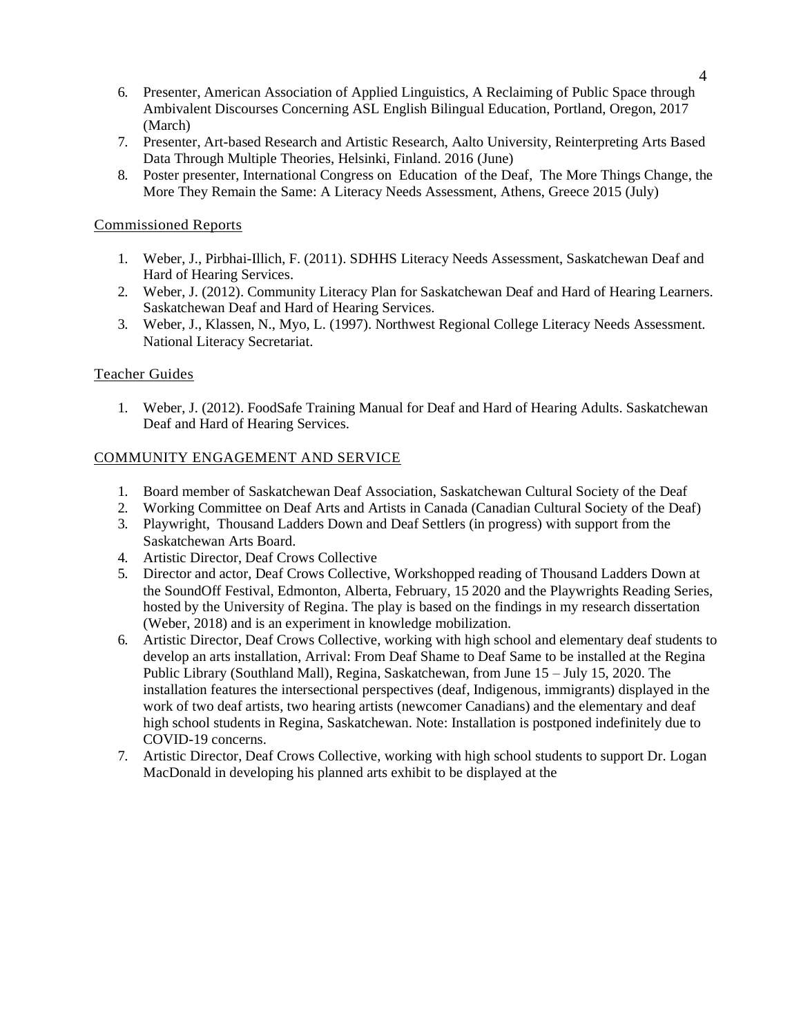6. Presenter, American Association of Applied Linguistics, A Reclaiming of Public Space through Ambivalent Discourses Concerning ASL English Bilingual Education, Portland, Oregon, 2017 (March)
7. Presenter, Art-based Research and Artistic Research, Aalto University, Reinterpreting Arts Based Data Through Multiple Theories, Helsinki, Finland. 2016 (June)
8. Poster presenter, International Congress on Education of the Deaf, The More Things Change, the More They Remain the Same: A Literacy Needs Assessment, Athens, Greece 2015 (July)

## Commissioned Reports

1. Weber, J., Pirbhai-Illich, F. (2011). SDHHS Literacy Needs Assessment, Saskatchewan Deaf and Hard of Hearing Services.
2. Weber, J. (2012). Community Literacy Plan for Saskatchewan Deaf and Hard of Hearing Learners. Saskatchewan Deaf and Hard of Hearing Services.
3. Weber, J., Klassen, N., Myo, L. (1997). Northwest Regional College Literacy Needs Assessment. National Literacy Secretariat.

## Teacher Guides

1. Weber, J. (2012). FoodSafe Training Manual for Deaf and Hard of Hearing Adults. Saskatchewan Deaf and Hard of Hearing Services.

## COMMUNITY ENGAGEMENT AND SERVICE

1. Board member of Saskatchewan Deaf Association, Saskatchewan Cultural Society of the Deaf
2. Working Committee on Deaf Arts and Artists in Canada (Canadian Cultural Society of the Deaf)
3. Playwright, Thousand Ladders Down and Deaf Settlers (in progress) with support from the Saskatchewan Arts Board.
4. Artistic Director, Deaf Crows Collective
5. Director and actor, Deaf Crows Collective, Workshopped reading of Thousand Ladders Down at the SoundOff Festival, Edmonton, Alberta, February, 15 2020 and the Playwrights Reading Series, hosted by the University of Regina. The play is based on the findings in my research dissertation (Weber, 2018) and is an experiment in knowledge mobilization.
6. Artistic Director, Deaf Crows Collective, working with high school and elementary deaf students to develop an arts installation, Arrival: From Deaf Shame to Deaf Same to be installed at the Regina Public Library (Southland Mall), Regina, Saskatchewan, from June 15 – July 15, 2020. The installation features the intersectional perspectives (deaf, Indigenous, immigrants) displayed in the work of two deaf artists, two hearing artists (newcomer Canadians) and the elementary and deaf high school students in Regina, Saskatchewan. Note: Installation is postponed indefinitely due to COVID-19 concerns.
7. Artistic Director, Deaf Crows Collective, working with high school students to support Dr. Logan MacDonald in developing his planned arts exhibit to be displayed at the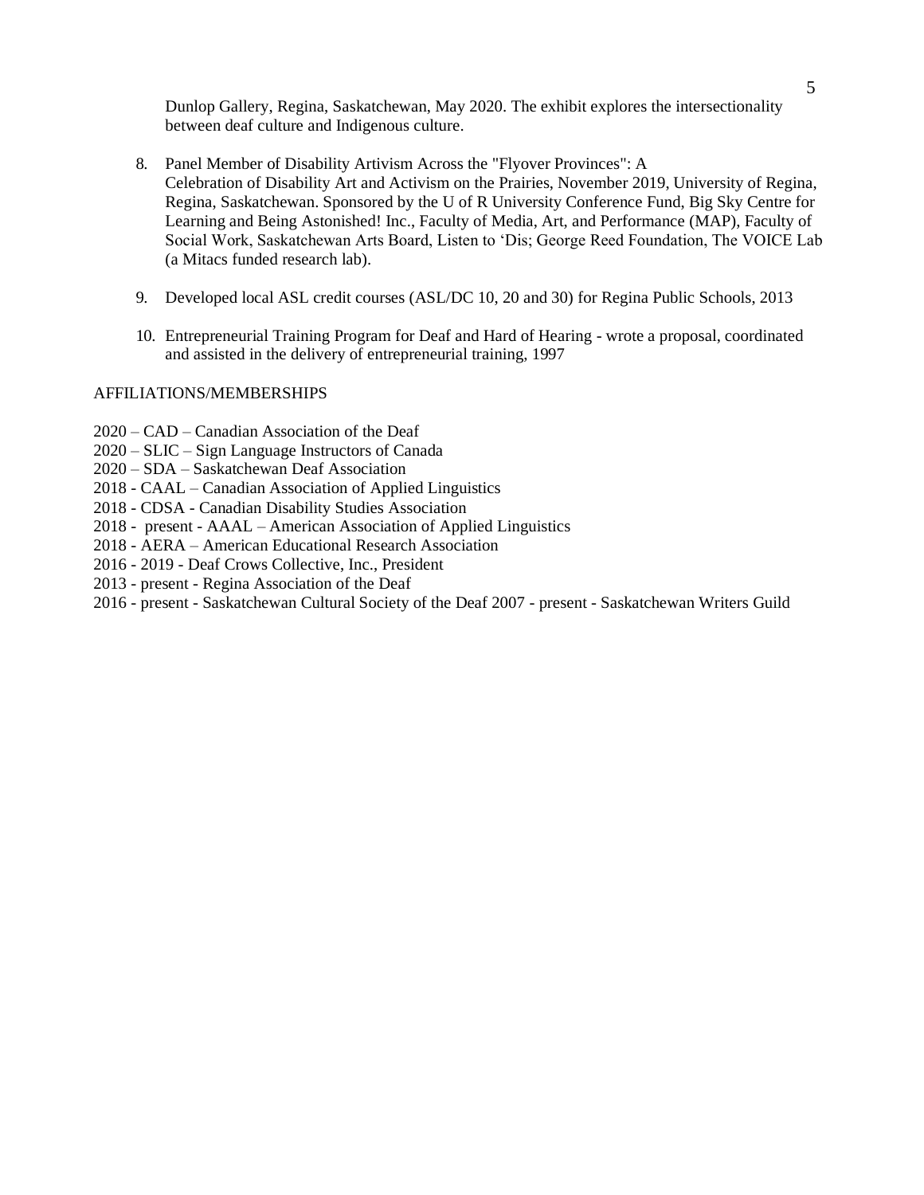Dunlop Gallery, Regina, Saskatchewan, May 2020. The exhibit explores the intersectionality between deaf culture and Indigenous culture.

8. Panel Member of Disability Artivism Across the "Flyover Provinces": A Celebration of Disability Art and Activism on the Prairies, November 2019, University of Regina, Regina, Saskatchewan. Sponsored by the U of R University Conference Fund, Big Sky Centre for Learning and Being Astonished! Inc., Faculty of Media, Art, and Performance (MAP), Faculty of Social Work, Saskatchewan Arts Board, Listen to 'Dis; George Reed Foundation, The VOICE Lab (a Mitacs funded research lab).

9. Developed local ASL credit courses (ASL/DC 10, 20 and 30) for Regina Public Schools, 2013

10. Entrepreneurial Training Program for Deaf and Hard of Hearing - wrote a proposal, coordinated and assisted in the delivery of entrepreneurial training, 1997

AFFILIATIONS/MEMBERSHIPS

2020 – CAD – Canadian Association of the Deaf
2020 – SLIC – Sign Language Instructors of Canada
2020 – SDA – Saskatchewan Deaf Association
2018 - CAAL – Canadian Association of Applied Linguistics
2018 - CDSA - Canadian Disability Studies Association
2018 - present - AAAL – American Association of Applied Linguistics
2018 - AERA – American Educational Research Association
2016 - 2019 - Deaf Crows Collective, Inc., President
2013 - present - Regina Association of the Deaf
2016 - present - Saskatchewan Cultural Society of the Deaf 2007 - present - Saskatchewan Writers Guild